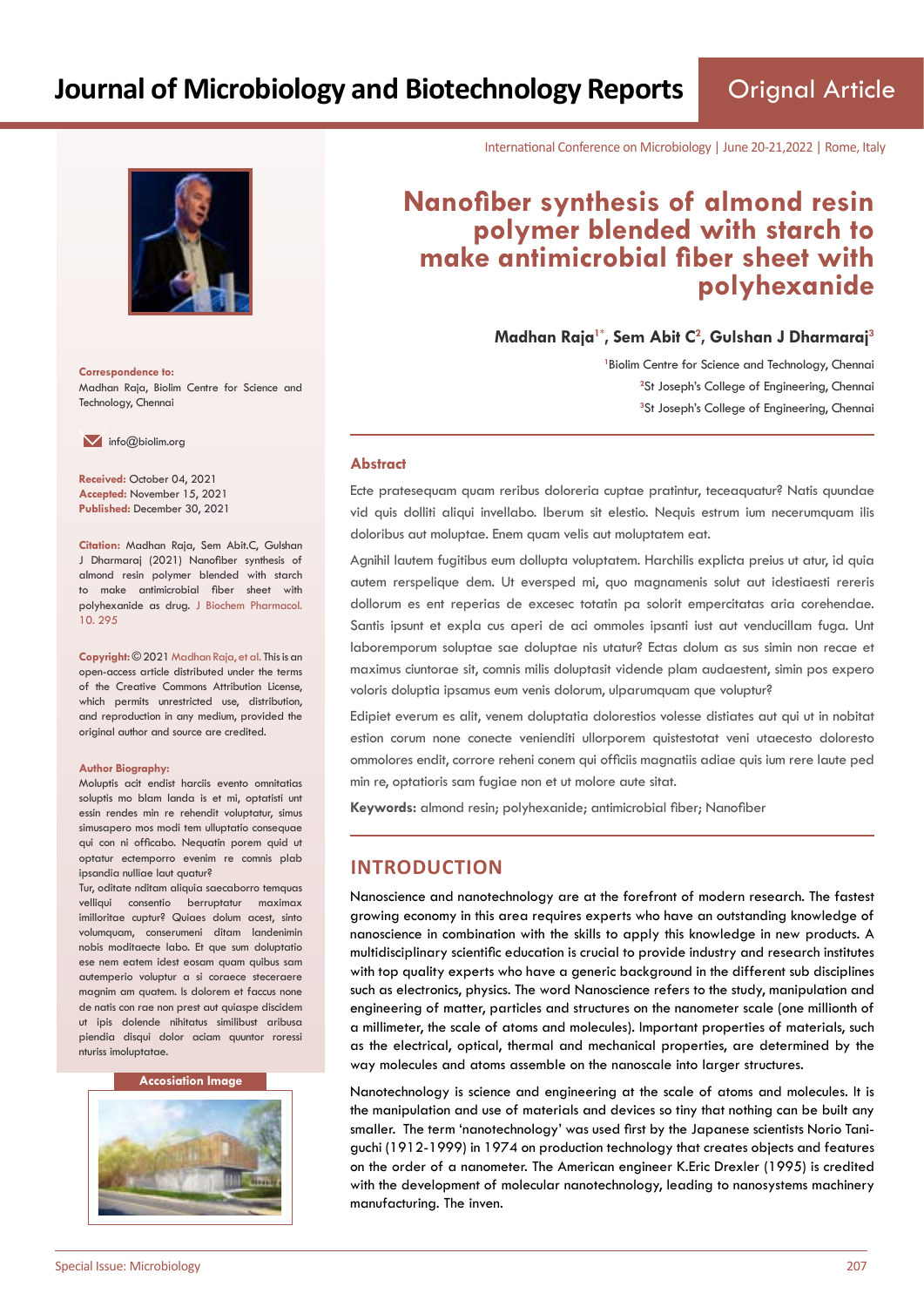# Nanofiber synthesis of almond resin polymer blended with starch to make antimicrobial fiber sheet with polyhexanide

**Madhan Raja[1*], Sem Abit C[2], Gulshan J Dharmaraj[3]**

[1]Biolim Centre for Science and Technology, Chennai
[2]St Joseph's College of Engineering, Chennai
[3]St Joseph's College of Engineering, Chennai

**Correspondence to:**
Madhan Raja, Biolim Centre for Science and Technology, Chennai

info@biolim.org

**Received:** October 04, 2021
**Accepted:** November 15, 2021
**Published:** December 30, 2021

**Citation:** Madhan Raja, Sem Abit.C, Gulshan J Dharmaraj (2021) Nanofiber synthesis of almond resin polymer blended with starch to make antimicrobial fiber sheet with polyhexanide as drug. J Biochem Pharmacol. 10. 295

**Copyright:** © 2021 Madhan Raja, et al. This is an open-access article distributed under the terms of the Creative Commons Attribution License, which permits unrestricted use, distribution, and reproduction in any medium, provided the original author and source are credited.

**Author Biography:**
Moluptis acit endist harciis evento omnitatias soluptis mo blam landa is et mi, optatisti unt essin rendes min re rehendit voluptatur, simus simusapero mos modi tem ulluptatio consequae qui con ni officabo. Nequatin porem quid ut optatur ectemporro evenim re comnis plab ipsandia nulliae laut quatur?
Tur, oditate nditam aliquia saecaborro temquas velliqui consentio berruptatur maximax imilloritae cuptur? Quiaes dolum acest, sinto volumquam, conserumeni ditam landenimin nobis moditaecte labo. Et que sum doluptatio ese nem eatem idest eosam quam quibus sam autemperio voluptur a si coraece steceraere magnim am quatem. Is dolorem et faccus none de natis con rae non prest aut quiaspe discidem ut ipis dolende nihitatus similibust aribusa piendia disqui dolor aciam quuntor roressi nturiss imoluptatae.

**Accosiation Image**

## Abstract

Ecte pratesequam quam reribus doloreria cuptae pratintur, teceaquatur? Natis quundae vid quis dolliti aliqui invellabo. Iberum sit elestio. Nequis estrum ium necerumquam ilis doloribus aut moluptae. Enem quam velis aut moluptatem eat.

Agnihil lautem fugitibus eum dollupta voluptatem. Harchilis explicta preius ut atur, id quia autem rerspelique dem. Ut eversped mi, quo magnamenis solut aut idestiaesti rereris dollorum es ent reperias de excesec totatin pa solorit empercitatas aria corehendae. Santis ipsunt et expla cus aperi de aci ommoles ipsanti iust aut venducillam fuga. Unt laboremporum soluptae sae doluptae nis utatur? Ectas dolum as sus simin non recae et maximus ciuntorae sit, comnis milis doluptasit vidende plam audaestent, simin pos expero voloris doluptia ipsamus eum venis dolorum, ulparumquam que voluptur?

Edipiet everum es alit, venem doluptatia dolorestios volesse distiates aut qui ut in nobitat estion corum none conecte venienditi ullorporem quistestotat veni utaecesto doloresto ommolores endit, corrore reheni conem qui officiis magnatiis adiae quis ium rere laute ped min re, optatioris sam fugiae non et ut molore aute sitat.

**Keywords:** almond resin; polyhexanide; antimicrobial fiber; Nanofiber

## INTRODUCTION

Nanoscience and nanotechnology are at the forefront of modern research. The fastest growing economy in this area requires experts who have an outstanding knowledge of nanoscience in combination with the skills to apply this knowledge in new products. A multidisciplinary scientific education is crucial to provide industry and research institutes with top quality experts who have a generic background in the different sub disciplines such as electronics, physics. The word Nanoscience refers to the study, manipulation and engineering of matter, particles and structures on the nanometer scale (one millionth of a millimeter, the scale of atoms and molecules). Important properties of materials, such as the electrical, optical, thermal and mechanical properties, are determined by the way molecules and atoms assemble on the nanoscale into larger structures.

Nanotechnology is science and engineering at the scale of atoms and molecules. It is the manipulation and use of materials and devices so tiny that nothing can be built any smaller. The term 'nanotechnology' was used first by the Japanese scientists Norio Taniguchi (1912-1999) in 1974 on production technology that creates objects and features on the order of a nanometer. The American engineer K.Eric Drexler (1995) is credited with the development of molecular nanotechnology, leading to nanosystems machinery manufacturing. The inven.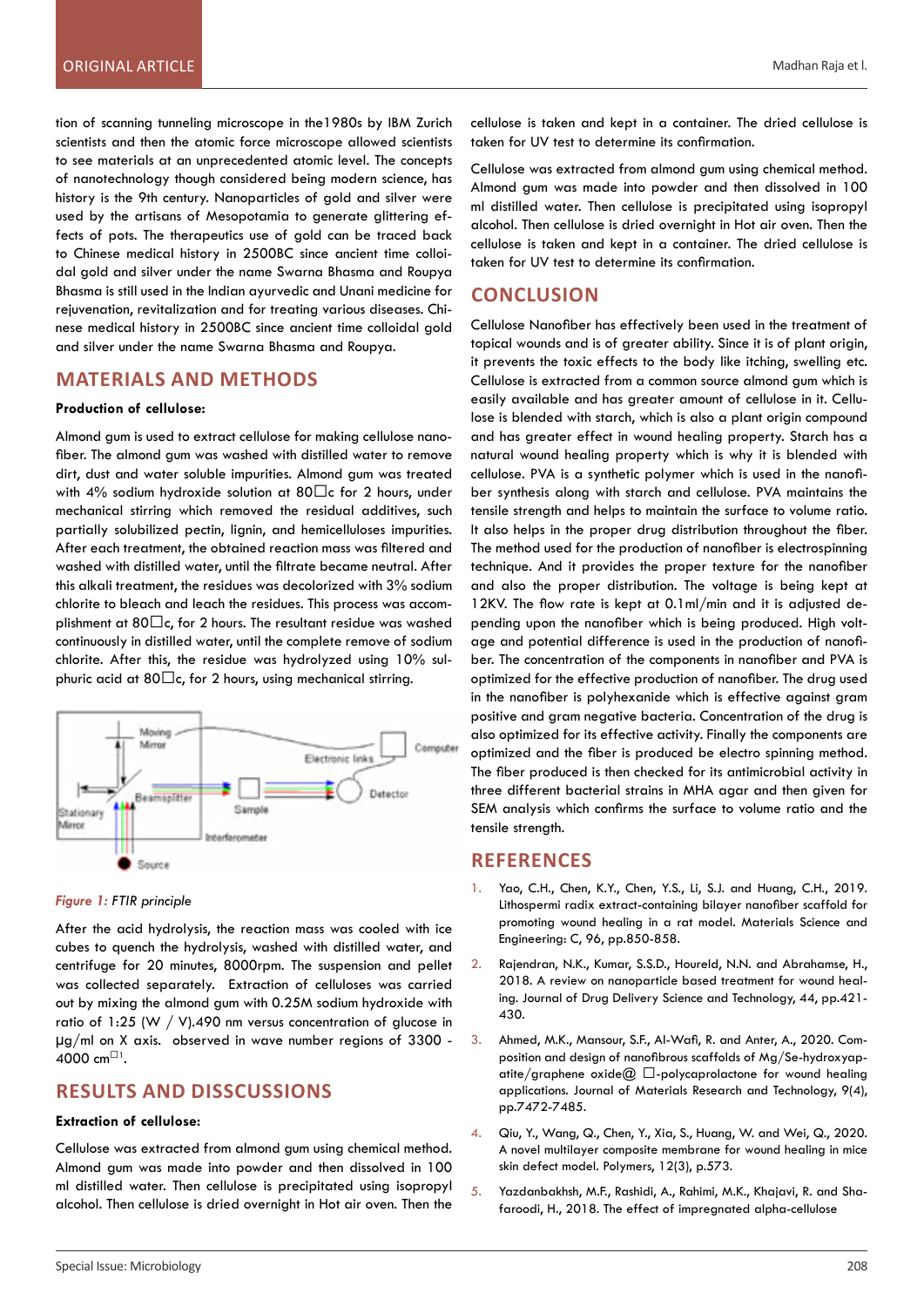tion of scanning tunneling microscope in the1980s by IBM Zurich scientists and then the atomic force microscope allowed scientists to see materials at an unprecedented atomic level. The concepts of nanotechnology though considered being modern science, has history is the 9th century. Nanoparticles of gold and silver were used by the artisans of Mesopotamia to generate glittering effects of pots. The therapeutics use of gold can be traced back to Chinese medical history in 2500BC since ancient time colloidal gold and silver under the name Swarna Bhasma and Roupya Bhasma is still used in the Indian ayurvedic and Unani medicine for rejuvenation, revitalization and for treating various diseases. Chinese medical history in 2500BC since ancient time colloidal gold and silver under the name Swarna Bhasma and Roupya.

## MATERIALS AND METHODS

### Production of cellulose:

Almond gum is used to extract cellulose for making cellulose nanofiber. The almond gum was washed with distilled water to remove dirt, dust and water soluble impurities. Almond gum was treated with 4% sodium hydroxide solution at 80□c for 2 hours, under mechanical stirring which removed the residual additives, such partially solubilized pectin, lignin, and hemicelluloses impurities. After each treatment, the obtained reaction mass was filtered and washed with distilled water, until the filtrate became neutral. After this alkali treatment, the residues was decolorized with 3% sodium chlorite to bleach and leach the residues. This process was accomplishment at 80□c, for 2 hours. The resultant residue was washed continuously in distilled water, until the complete remove of sodium chlorite. After this, the residue was hydrolyzed using 10% sulphuric acid at 80□c, for 2 hours, using mechanical stirring.

Moving Mirror
Stationary Mirror
Beamsplitter
Source
Sample
Interferometer
Electronic links
Computer
Detector

*Figure 1: FTIR principle*

After the acid hydrolysis, the reaction mass was cooled with ice cubes to quench the hydrolysis, washed with distilled water, and centrifuge for 20 minutes, 8000rpm. The suspension and pellet was collected separately. Extraction of celluloses was carried out by mixing the almond gum with 0.25M sodium hydroxide with ratio of 1:25 (W / V).490 nm versus concentration of glucose in µg/ml on X axis. observed in wave number regions of 3300 - 4000 cm□1.

## RESULTS AND DISSCUSSIONS

### Extraction of cellulose:

Cellulose was extracted from almond gum using chemical method. Almond gum was made into powder and then dissolved in 100 ml distilled water. Then cellulose is precipitated using isopropyl alcohol. Then cellulose is dried overnight in Hot air oven. Then the cellulose is taken and kept in a container. The dried cellulose is taken for UV test to determine its confirmation.

Cellulose was extracted from almond gum using chemical method. Almond gum was made into powder and then dissolved in 100 ml distilled water. Then cellulose is precipitated using isopropyl alcohol. Then cellulose is dried overnight in Hot air oven. Then the cellulose is taken and kept in a container. The dried cellulose is taken for UV test to determine its confirmation.

## CONCLUSION

Cellulose Nanofiber has effectively been used in the treatment of topical wounds and is of greater ability. Since it is of plant origin, it prevents the toxic effects to the body like itching, swelling etc. Cellulose is extracted from a common source almond gum which is easily available and has greater amount of cellulose in it. Cellulose is blended with starch, which is also a plant origin compound and has greater effect in wound healing property. Starch has a natural wound healing property which is why it is blended with cellulose. PVA is a synthetic polymer which is used in the nanofiber synthesis along with starch and cellulose. PVA maintains the tensile strength and helps to maintain the surface to volume ratio. It also helps in the proper drug distribution throughout the fiber. The method used for the production of nanofiber is electrospinning technique. And it provides the proper texture for the nanofiber and also the proper distribution. The voltage is being kept at 12KV. The flow rate is kept at 0.1ml/min and it is adjusted depending upon the nanofiber which is being produced. High voltage and potential difference is used in the production of nanofiber. The concentration of the components in nanofiber and PVA is optimized for the effective production of nanofiber. The drug used in the nanofiber is polyhexanide which is effective against gram positive and gram negative bacteria. Concentration of the drug is also optimized for its effective activity. Finally the components are optimized and the fiber is produced be electro spinning method. The fiber produced is then checked for its antimicrobial activity in three different bacterial strains in MHA agar and then given for SEM analysis which confirms the surface to volume ratio and the tensile strength.

## REFERENCES

1. Yao, C.H., Chen, K.Y., Chen, Y.S., Li, S.J. and Huang, C.H., 2019. Lithospermi radix extract-containing bilayer nanofiber scaffold for promoting wound healing in a rat model. Materials Science and Engineering: C, 96, pp.850-858.
2. Rajendran, N.K., Kumar, S.S.D., Houreld, N.N. and Abrahamse, H., 2018. A review on nanoparticle based treatment for wound healing. Journal of Drug Delivery Science and Technology, 44, pp.421-430.
3. Ahmed, M.K., Mansour, S.F., Al-Wafi, R. and Anter, A., 2020. Composition and design of nanofibrous scaffolds of Mg/Se-hydroxyapatite/graphene oxide@ □-polycaprolactone for wound healing applications. Journal of Materials Research and Technology, 9(4), pp.7472-7485.
4. Qiu, Y., Wang, Q., Chen, Y., Xia, S., Huang, W. and Wei, Q., 2020. A novel multilayer composite membrane for wound healing in mice skin defect model. Polymers, 12(3), p.573.
5. Yazdanbakhsh, M.F., Rashidi, A., Rahimi, M.K., Khajavi, R. and Shafaroodi, H., 2018. The effect of impregnated alpha-cellulose